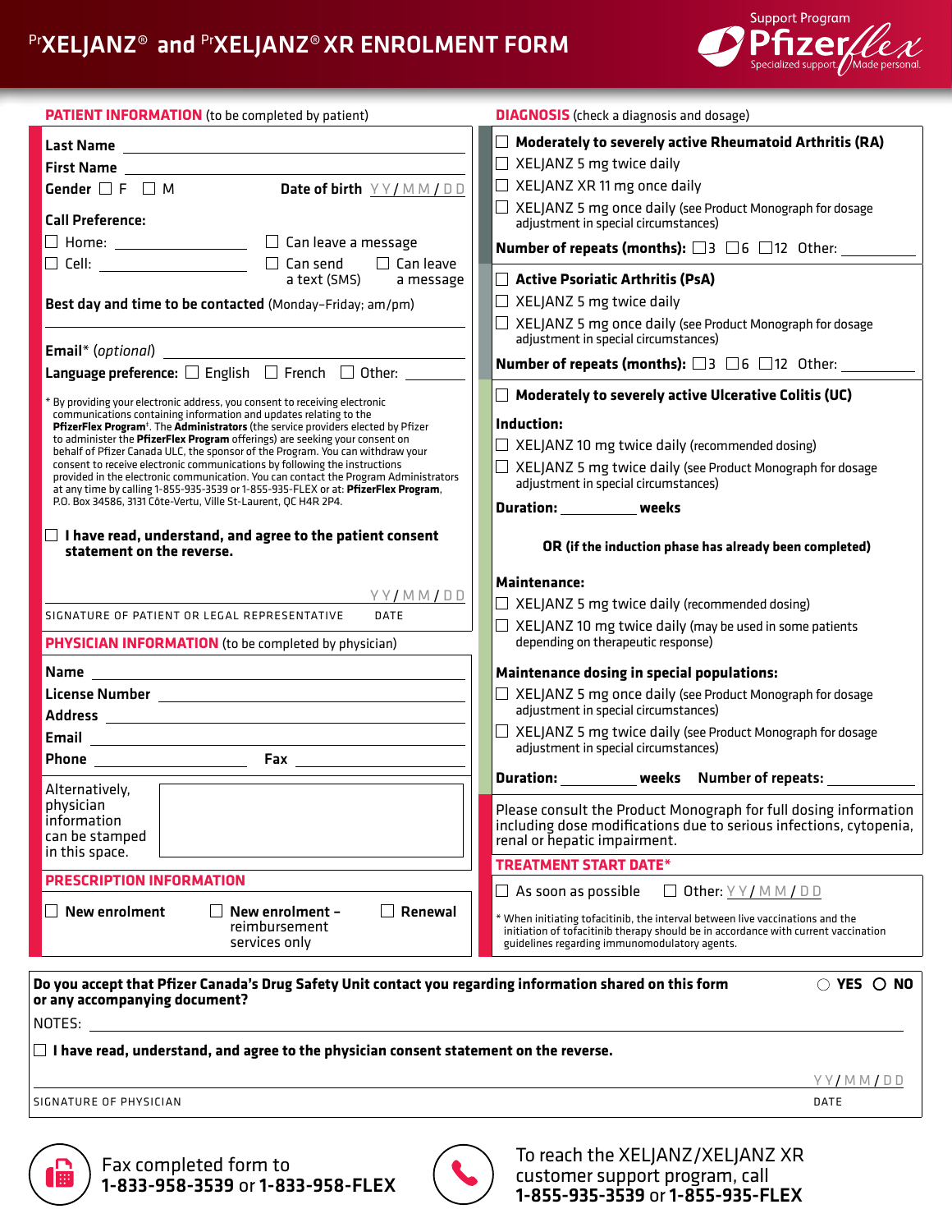# PrXELJANZ® and PrXELJANZ® XR ENROLMENT FORM

Support Program **Pfizerflex** Specialized support / Made personal.

## PATIENT INFORMATION (to be completed by patient)

**Last Name** ______________________

**First Name** ______________________

**Gender** ☐ F ☐ M **Date of birth** YY / MM / DD

**Call Preference:**

☐ Home: ____________ ☐ Can leave a message

☐ Cell: ____________ ☐ Can send a text (SMS) ☐ Can leave a message

**Best day and time to be contacted** (Monday–Friday; am/pm)

______________________

**Email*** *(optional)* ______________________

**Language preference:** ☐ English ☐ French ☐ Other: ________

* By providing your electronic address, you consent to receiving electronic communications containing information and updates relating to the **PfizerFlex Program**†. The **Administrators** (the service providers elected by Pfizer to administer the **PfizerFlex Program** offerings) are seeking your consent on behalf of Pfizer Canada ULC, the sponsor of the Program. You can withdraw your consent to receive electronic communications by following the instructions provided in the electronic communication. You can contact the Program Administrators at any time by calling 1-855-935-3539 or 1-855-935-FLEX or at: **PfizerFlex Program**, P.O. Box 34586, 3131 Côte-Vertu, Ville St-Laurent, QC H4R 2P4.

☐ **I have read, understand, and agree to the patient consent statement on the reverse.**

______________________ YY / MM / DD

SIGNATURE OF PATIENT OR LEGAL REPRESENTATIVE DATE

## PHYSICIAN INFORMATION (to be completed by physician)

**Name** ______________________

**License Number** ______________________

**Address** ______________________

**Email** ______________________

**Phone** ____________ **Fax** ____________

Alternatively, physician information can be stamped in this space.

## PRESCRIPTION INFORMATION

☐ **New enrolment** ☐ **New enrolment – reimbursement services only** ☐ **Renewal**

## DIAGNOSIS (check a diagnosis and dosage)

☐ **Moderately to severely active Rheumatoid Arthritis (RA)**

☐ XELJANZ 5 mg twice daily

☐ XELJANZ XR 11 mg once daily

☐ XELJANZ 5 mg once daily (see Product Monograph for dosage adjustment in special circumstances)

**Number of repeats (months):** ☐3 ☐6 ☐12 Other: ________

☐ **Active Psoriatic Arthritis (PsA)**

☐ XELJANZ 5 mg twice daily

☐ XELJANZ 5 mg once daily (see Product Monograph for dosage adjustment in special circumstances)

**Number of repeats (months):** ☐3 ☐6 ☐12 Other: ________

☐ **Moderately to severely active Ulcerative Colitis (UC)**

**Induction:**

☐ XELJANZ 10 mg twice daily (recommended dosing)

☐ XELJANZ 5 mg twice daily (see Product Monograph for dosage adjustment in special circumstances)

**Duration:** ________ **weeks**

**OR (if the induction phase has already been completed)**

**Maintenance:**

☐ XELJANZ 5 mg twice daily (recommended dosing)

☐ XELJANZ 10 mg twice daily (may be used in some patients depending on therapeutic response)

**Maintenance dosing in special populations:**

☐ XELJANZ 5 mg once daily (see Product Monograph for dosage adjustment in special circumstances)

☐ XELJANZ 5 mg twice daily (see Product Monograph for dosage adjustment in special circumstances)

**Duration:** ________ **weeks** **Number of repeats:** ________

Please consult the Product Monograph for full dosing information including dose modifications due to serious infections, cytopenia, renal or hepatic impairment.

## TREATMENT START DATE*

☐ As soon as possible ☐ Other: YY / MM / DD

* When initiating tofacitinib, the interval between live vaccinations and the initiation of tofacitinib therapy should be in accordance with current vaccination guidelines regarding immunomodulatory agents.

---

**Do you accept that Pfizer Canada's Drug Safety Unit contact you regarding information shared on this form or any accompanying document?** ○ **YES** ○ **NO**

NOTES: ______________________

☐ **I have read, understand, and agree to the physician consent statement on the reverse.**

______________________ YY / MM / DD

SIGNATURE OF PHYSICIAN DATE

---

Fax completed form to **1-833-958-3539** or **1-833-958-FLEX**

To reach the XELJANZ/XELJANZ XR customer support program, call **1-855-935-3539** or **1-855-935-FLEX**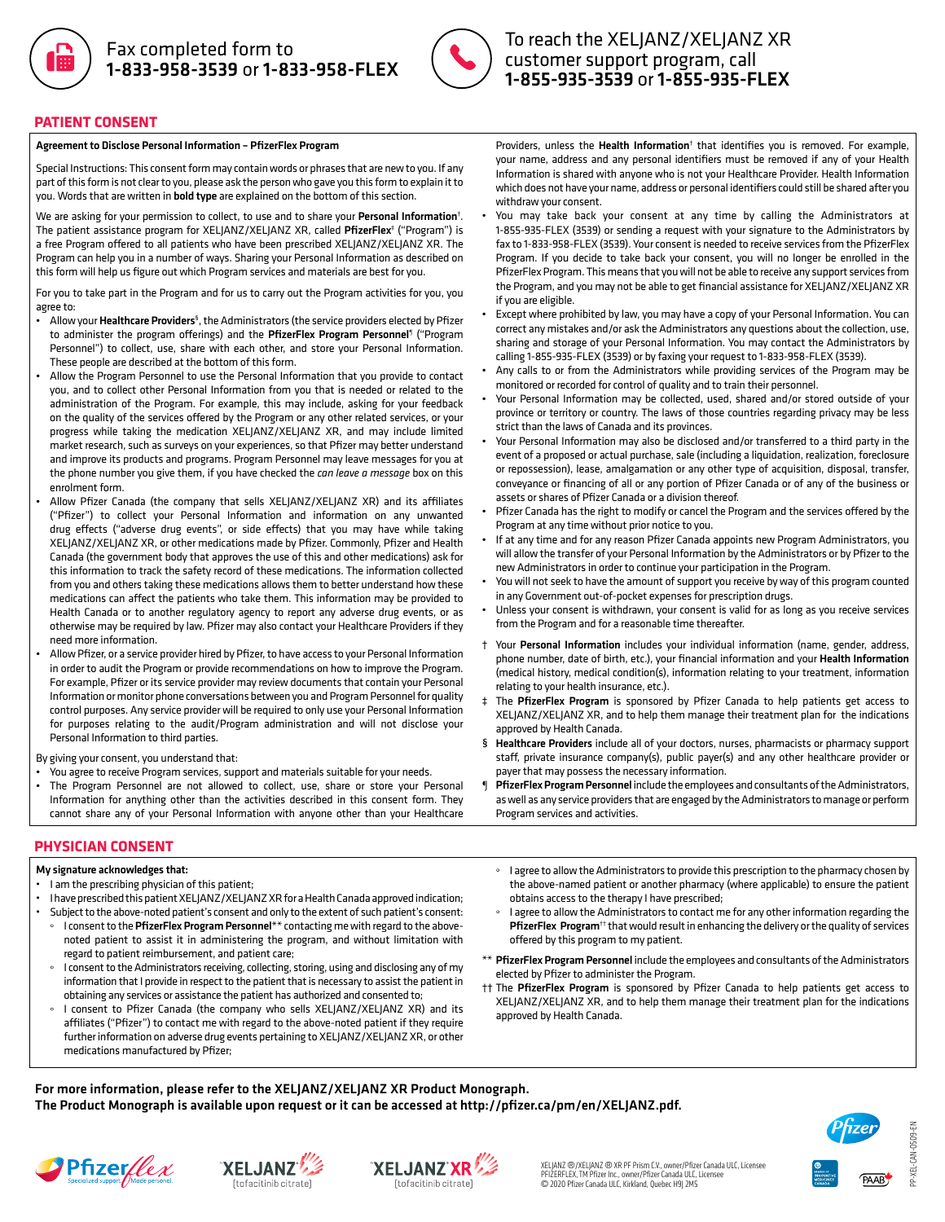Fax completed form to
**1-833-958-3539** or **1-833-958-FLEX**

To reach the XELJANZ/XELJANZ XR customer support program, call
**1-855-935-3539** or **1-855-935-FLEX**

## PATIENT CONSENT

**Agreement to Disclose Personal Information – PfizerFlex Program**

Special Instructions: This consent form may contain words or phrases that are new to you. If any part of this form is not clear to you, please ask the person who gave you this form to explain it to you. Words that are written in **bold type** are explained on the bottom of this section.

We are asking for your permission to collect, to use and to share your **Personal Information**†. The patient assistance program for XELJANZ/XELJANZ XR, called **PfizerFlex**‡ ("Program") is a free Program offered to all patients who have been prescribed XELJANZ/XELJANZ XR. The Program can help you in a number of ways. Sharing your Personal Information as described on this form will help us figure out which Program services and materials are best for you.

For you to take part in the Program and for us to carry out the Program activities for you, you agree to:

- Allow your **Healthcare Providers**§, the Administrators (the service providers elected by Pfizer to administer the program offerings) and the **PfizerFlex Program Personnel**¶ ("Program Personnel") to collect, use, share with each other, and store your Personal Information. These people are described at the bottom of this form.
- Allow the Program Personnel to use the Personal Information that you provide to contact you, and to collect other Personal Information from you that is needed or related to the administration of the Program. For example, this may include, asking for your feedback on the quality of the services offered by the Program or any other related services, or your progress while taking the medication XELJANZ/XELJANZ XR, and may include limited market research, such as surveys on your experiences, so that Pfizer may better understand and improve its products and programs. Program Personnel may leave messages for you at the phone number you give them, if you have checked the *can leave a message* box on this enrolment form.
- Allow Pfizer Canada (the company that sells XELJANZ/XELJANZ XR) and its affiliates ("Pfizer") to collect your Personal Information and information on any unwanted drug effects ("adverse drug events", or side effects) that you may have while taking XELJANZ/XELJANZ XR, or other medications made by Pfizer. Commonly, Pfizer and Health Canada (the government body that approves the use of this and other medications) ask for this information to track the safety record of these medications. The information collected from you and others taking these medications allows them to better understand how these medications can affect the patients who take them. This information may be provided to Health Canada or to another regulatory agency to report any adverse drug events, or as otherwise may be required by law. Pfizer may also contact your Healthcare Providers if they need more information.
- Allow Pfizer, or a service provider hired by Pfizer, to have access to your Personal Information in order to audit the Program or provide recommendations on how to improve the Program. For example, Pfizer or its service provider may review documents that contain your Personal Information or monitor phone conversations between you and Program Personnel for quality control purposes. Any service provider will be required to only use your Personal Information for purposes relating to the audit/Program administration and will not disclose your Personal Information to third parties.

By giving your consent, you understand that:

- You agree to receive Program services, support and materials suitable for your needs.
- The Program Personnel are not allowed to collect, use, share or store your Personal Information for anything other than the activities described in this consent form. They cannot share any of your Personal Information with anyone other than your Healthcare Providers, unless the **Health Information**† that identifies you is removed. For example, your name, address and any personal identifiers must be removed if any of your Health Information is shared with anyone who is not your Healthcare Provider. Health Information which does not have your name, address or personal identifiers could still be shared after you withdraw your consent.
- You may take back your consent at any time by calling the Administrators at 1-855-935-FLEX (3539) or sending a request with your signature to the Administrators by fax to 1-833-958-FLEX (3539). Your consent is needed to receive services from the PfizerFlex Program. If you decide to take back your consent, you will no longer be enrolled in the PfizerFlex Program. This means that you will not be able to receive any support services from the Program, and you may not be able to get financial assistance for XELJANZ/XELJANZ XR if you are eligible.
- Except where prohibited by law, you may have a copy of your Personal Information. You can correct any mistakes and/or ask the Administrators any questions about the collection, use, sharing and storage of your Personal Information. You may contact the Administrators by calling 1-855-935-FLEX (3539) or by faxing your request to 1-833-958-FLEX (3539).
- Any calls to or from the Administrators while providing services of the Program may be monitored or recorded for control of quality and to train their personnel.
- Your Personal Information may be collected, used, shared and/or stored outside of your province or territory or country. The laws of those countries regarding privacy may be less strict than the laws of Canada and its provinces.
- Your Personal Information may also be disclosed and/or transferred to a third party in the event of a proposed or actual purchase, sale (including a liquidation, realization, foreclosure or repossession), lease, amalgamation or any other type of acquisition, disposal, transfer, conveyance or financing of all or any portion of Pfizer Canada or of any of the business or assets or shares of Pfizer Canada or a division thereof.
- Pfizer Canada has the right to modify or cancel the Program and the services offered by the Program at any time without prior notice to you.
- If at any time and for any reason Pfizer Canada appoints new Program Administrators, you will allow the transfer of your Personal Information by the Administrators or by Pfizer to the new Administrators in order to continue your participation in the Program.
- You will not seek to have the amount of support you receive by way of this program counted in any Government out-of-pocket expenses for prescription drugs.
- Unless your consent is withdrawn, your consent is valid for as long as you receive services from the Program and for a reasonable time thereafter.

† Your **Personal Information** includes your individual information (name, gender, address, phone number, date of birth, etc.), your financial information and your **Health Information** (medical history, medical condition(s), information relating to your treatment, information relating to your health insurance, etc.).

‡ The **PfizerFlex Program** is sponsored by Pfizer Canada to help patients get access to XELJANZ/XELJANZ XR, and to help them manage their treatment plan for the indications approved by Health Canada.

§ **Healthcare Providers** include all of your doctors, nurses, pharmacists or pharmacy support staff, private insurance company(s), public payer(s) and any other healthcare provider or payer that may possess the necessary information.

¶ **PfizerFlex Program Personnel** include the employees and consultants of the Administrators, as well as any service providers that are engaged by the Administrators to manage or perform Program services and activities.

## PHYSICIAN CONSENT

**My signature acknowledges that:**

- I am the prescribing physician of this patient;
- I have prescribed this patient XELJANZ/XELJANZ XR for a Health Canada approved indication;
- Subject to the above-noted patient's consent and only to the extent of such patient's consent:
  - I consent to the **PfizerFlex Program Personnel**\*\* contacting me with regard to the above-noted patient to assist it in administering the program, and without limitation with regard to patient reimbursement, and patient care;
  - I consent to the Administrators receiving, collecting, storing, using and disclosing any of my information that I provide in respect to the patient that is necessary to assist the patient in obtaining any services or assistance the patient has authorized and consented to;
  - I consent to Pfizer Canada (the company who sells XELJANZ/XELJANZ XR) and its affiliates ("Pfizer") to contact me with regard to the above-noted patient if they require further information on adverse drug events pertaining to XELJANZ/XELJANZ XR, or other medications manufactured by Pfizer;
  - I agree to allow the Administrators to provide this prescription to the pharmacy chosen by the above-named patient or another pharmacy (where applicable) to ensure the patient obtains access to the therapy I have prescribed;
  - I agree to allow the Administrators to contact me for any other information regarding the **PfizerFlex Program**†† that would result in enhancing the delivery or the quality of services offered by this program to my patient.

\*\* **PfizerFlex Program Personnel** include the employees and consultants of the Administrators elected by Pfizer to administer the Program.

†† The **PfizerFlex Program** is sponsored by Pfizer Canada to help patients get access to XELJANZ/XELJANZ XR, and to help them manage their treatment plan for the indications approved by Health Canada.

**For more information, please refer to the XELJANZ/XELJANZ XR Product Monograph.**
**The Product Monograph is available upon request or it can be accessed at http://pfizer.ca/pm/en/XELJANZ.pdf.**

XELJANZ ®/XELJANZ ® XR PF Prism C.V., owner/Pfizer Canada ULC, Licensee
PFIZERFLEX, TM Pfizer Inc., owner/Pfizer Canada ULC, Licensee
© 2020 Pfizer Canada ULC, Kirkland, Quebec H9J 2M5

PP-XEL-CAN-0509-EN